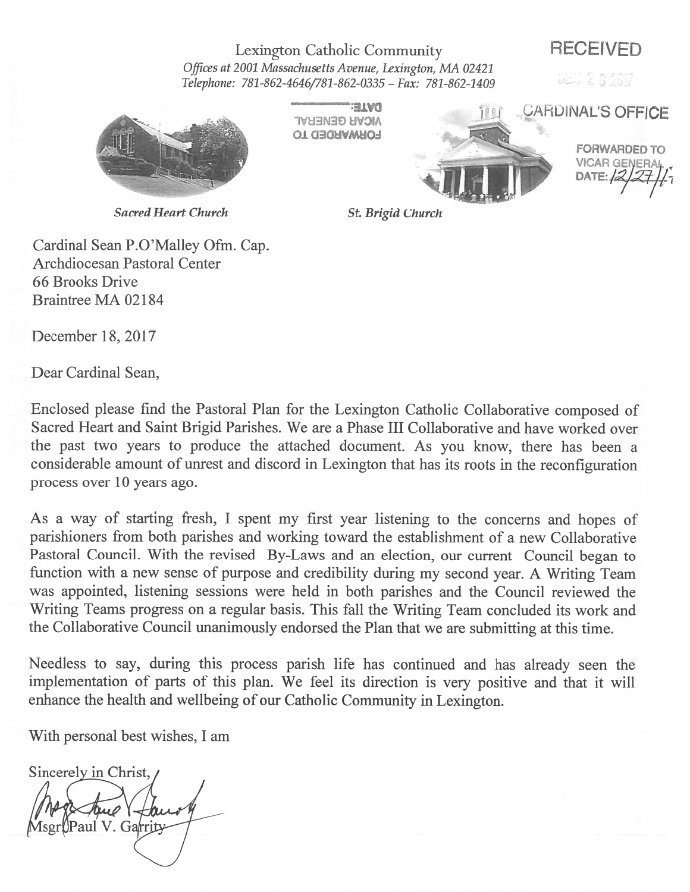Lexington Catholic Community
*Offices at 2001 Massachusetts Avenue, Lexington, MA 02421*
*Telephone: 781-862-4646/781-862-0335 – Fax: 781-862-1409*

RECEIVED
DEC 2 6 2017
CARDINAL'S OFFICE

FORWARDED TO
VICAR GENERAL
DATE: 12/27/17

*Sacred Heart Church* *St. Brigid Church*

Cardinal Sean P.O'Malley Ofm. Cap.
Archdiocesan Pastoral Center
66 Brooks Drive
Braintree MA 02184

December 18, 2017

Dear Cardinal Sean,

Enclosed please find the Pastoral Plan for the Lexington Catholic Collaborative composed of Sacred Heart and Saint Brigid Parishes. We are a Phase III Collaborative and have worked over the past two years to produce the attached document. As you know, there has been a considerable amount of unrest and discord in Lexington that has its roots in the reconfiguration process over 10 years ago.

As a way of starting fresh, I spent my first year listening to the concerns and hopes of parishioners from both parishes and working toward the establishment of a new Collaborative Pastoral Council. With the revised By-Laws and an election, our current Council began to function with a new sense of purpose and credibility during my second year. A Writing Team was appointed, listening sessions were held in both parishes and the Council reviewed the Writing Teams progress on a regular basis. This fall the Writing Team concluded its work and the Collaborative Council unanimously endorsed the Plan that we are submitting at this time.

Needless to say, during this process parish life has continued and has already seen the implementation of parts of this plan. We feel its direction is very positive and that it will enhance the health and wellbeing of our Catholic Community in Lexington.

With personal best wishes, I am

Sincerely in Christ,

Msgr. Paul V. Garrity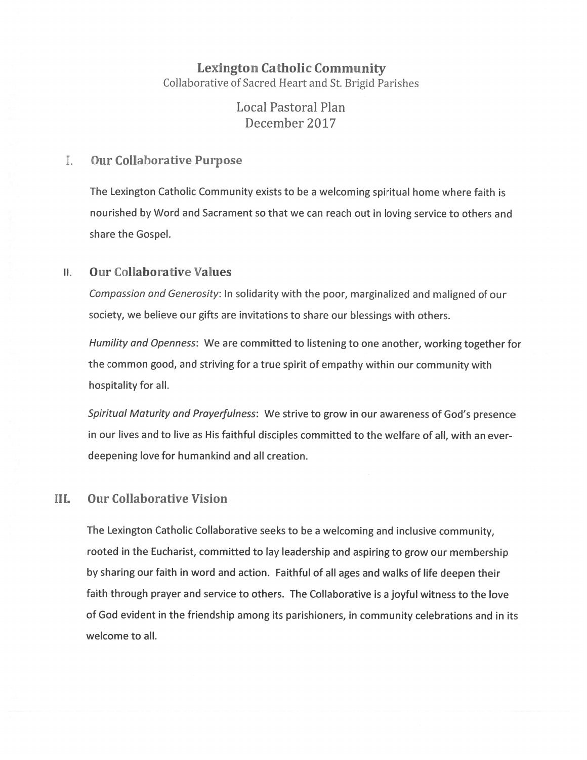# Lexington Catholic Community

Collaborative of Sacred Heart and St. Brigid Parishes

Local Pastoral Plan
December 2017

## I. Our Collaborative Purpose

The Lexington Catholic Community exists to be a welcoming spiritual home where faith is nourished by Word and Sacrament so that we can reach out in loving service to others and share the Gospel.

## II. Our Collaborative Values

*Compassion and Generosity*: In solidarity with the poor, marginalized and maligned of our society, we believe our gifts are invitations to share our blessings with others.

*Humility and Openness*: We are committed to listening to one another, working together for the common good, and striving for a true spirit of empathy within our community with hospitality for all.

*Spiritual Maturity and Prayerfulness*: We strive to grow in our awareness of God's presence in our lives and to live as His faithful disciples committed to the welfare of all, with an ever-deepening love for humankind and all creation.

## III. Our Collaborative Vision

The Lexington Catholic Collaborative seeks to be a welcoming and inclusive community, rooted in the Eucharist, committed to lay leadership and aspiring to grow our membership by sharing our faith in word and action. Faithful of all ages and walks of life deepen their faith through prayer and service to others. The Collaborative is a joyful witness to the love of God evident in the friendship among its parishioners, in community celebrations and in its welcome to all.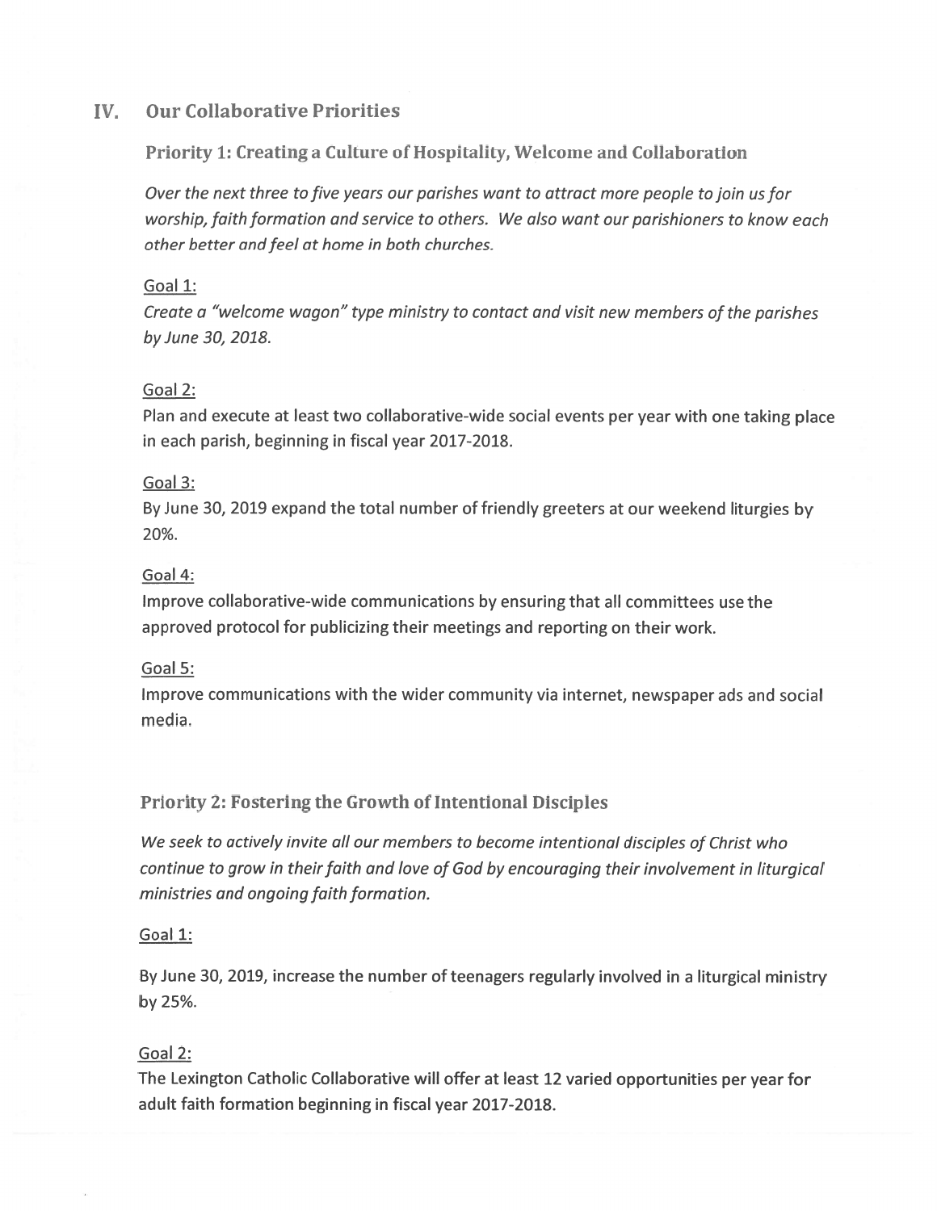## IV. Our Collaborative Priorities

### Priority 1: Creating a Culture of Hospitality, Welcome and Collaboration

*Over the next three to five years our parishes want to attract more people to join us for worship, faith formation and service to others. We also want our parishioners to know each other better and feel at home in both churches.*

Goal 1:

*Create a "welcome wagon" type ministry to contact and visit new members of the parishes by June 30, 2018.*

Goal 2:

Plan and execute at least two collaborative-wide social events per year with one taking place in each parish, beginning in fiscal year 2017-2018.

Goal 3:

By June 30, 2019 expand the total number of friendly greeters at our weekend liturgies by 20%.

Goal 4:

Improve collaborative-wide communications by ensuring that all committees use the approved protocol for publicizing their meetings and reporting on their work.

Goal 5:

Improve communications with the wider community via internet, newspaper ads and social media.

### Priority 2: Fostering the Growth of Intentional Disciples

*We seek to actively invite all our members to become intentional disciples of Christ who continue to grow in their faith and love of God by encouraging their involvement in liturgical ministries and ongoing faith formation.*

Goal 1:

By June 30, 2019, increase the number of teenagers regularly involved in a liturgical ministry by 25%.

Goal 2:

The Lexington Catholic Collaborative will offer at least 12 varied opportunities per year for adult faith formation beginning in fiscal year 2017-2018.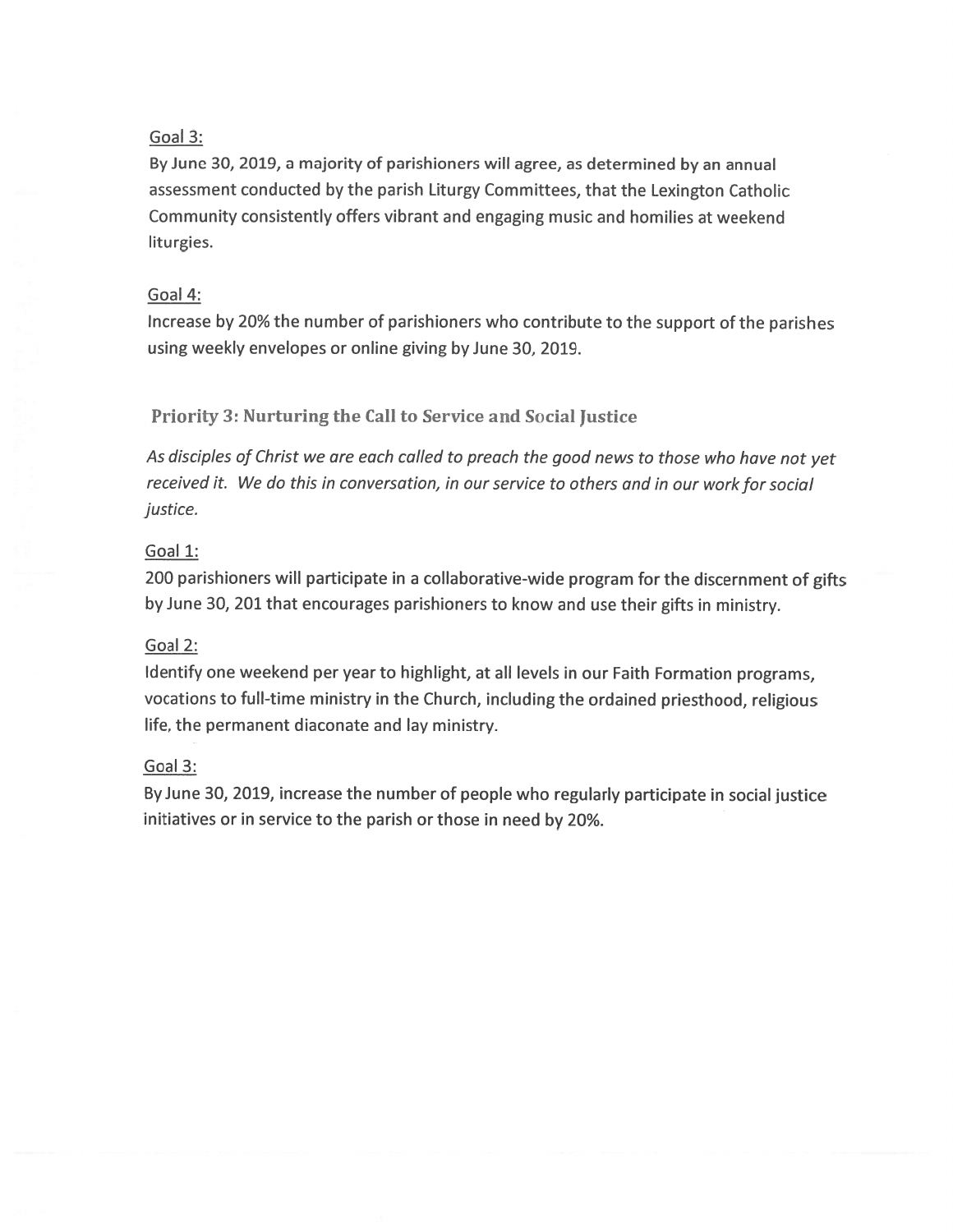Goal 3:

By June 30, 2019, a majority of parishioners will agree, as determined by an annual assessment conducted by the parish Liturgy Committees, that the Lexington Catholic Community consistently offers vibrant and engaging music and homilies at weekend liturgies.

Goal 4:

Increase by 20% the number of parishioners who contribute to the support of the parishes using weekly envelopes or online giving by June 30, 2019.

## Priority 3: Nurturing the Call to Service and Social Justice

*As disciples of Christ we are each called to preach the good news to those who have not yet received it. We do this in conversation, in our service to others and in our work for social justice.*

Goal 1:

200 parishioners will participate in a collaborative-wide program for the discernment of gifts by June 30, 201 that encourages parishioners to know and use their gifts in ministry.

Goal 2:

Identify one weekend per year to highlight, at all levels in our Faith Formation programs, vocations to full-time ministry in the Church, including the ordained priesthood, religious life, the permanent diaconate and lay ministry.

Goal 3:

By June 30, 2019, increase the number of people who regularly participate in social justice initiatives or in service to the parish or those in need by 20%.